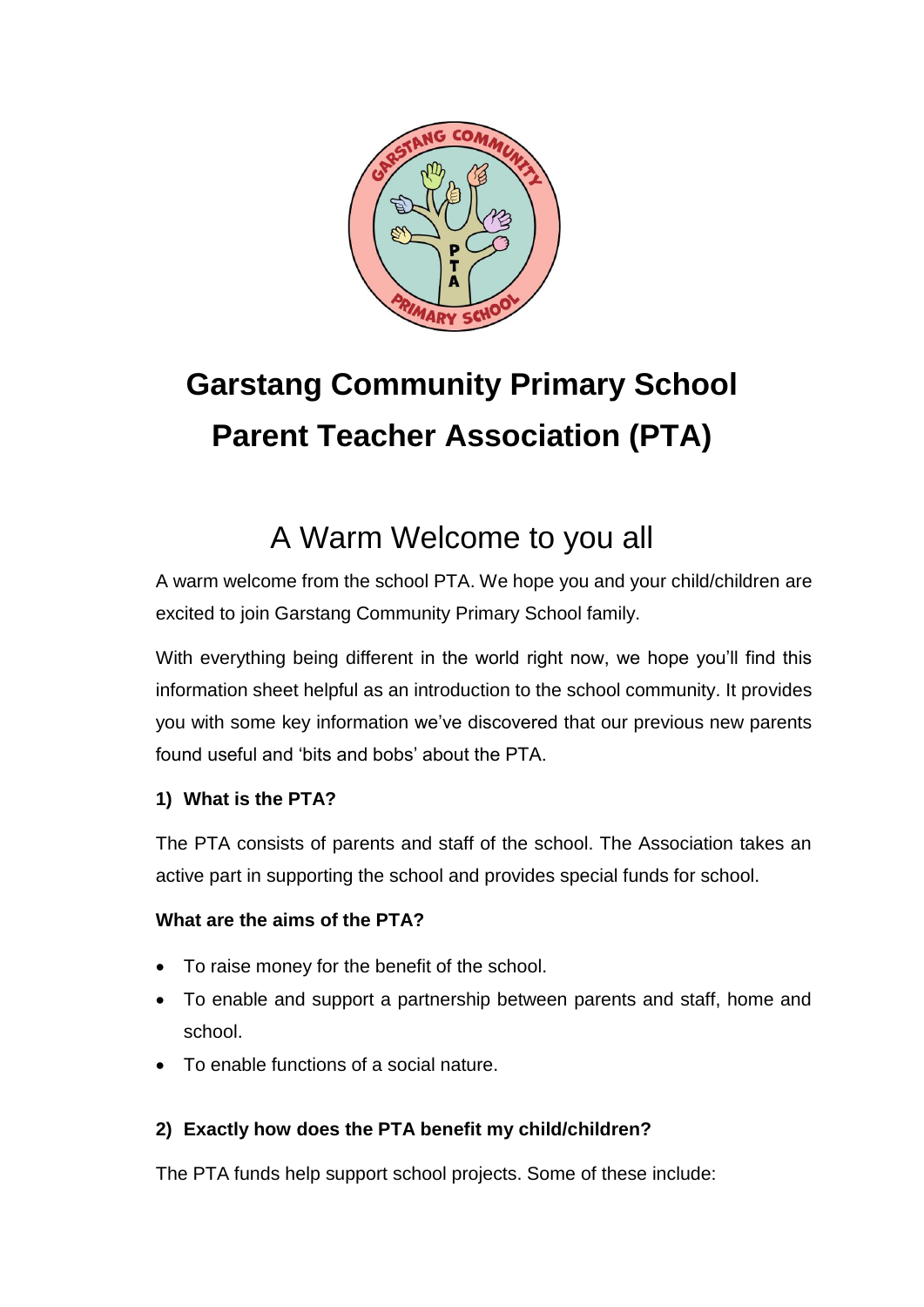# Garstang Community Primary School
# Parent Teacher Association (PTA)

## A Warm Welcome to you all

A warm welcome from the school PTA. We hope you and your child/children are excited to join Garstang Community Primary School family.

With everything being different in the world right now, we hope you'll find this information sheet helpful as an introduction to the school community. It provides you with some key information we've discovered that our previous new parents found useful and 'bits and bobs' about the PTA.

**1) What is the PTA?**

The PTA consists of parents and staff of the school. The Association takes an active part in supporting the school and provides special funds for school.

**What are the aims of the PTA?**

- To raise money for the benefit of the school.
- To enable and support a partnership between parents and staff, home and school.
- To enable functions of a social nature.

**2) Exactly how does the PTA benefit my child/children?**

The PTA funds help support school projects. Some of these include: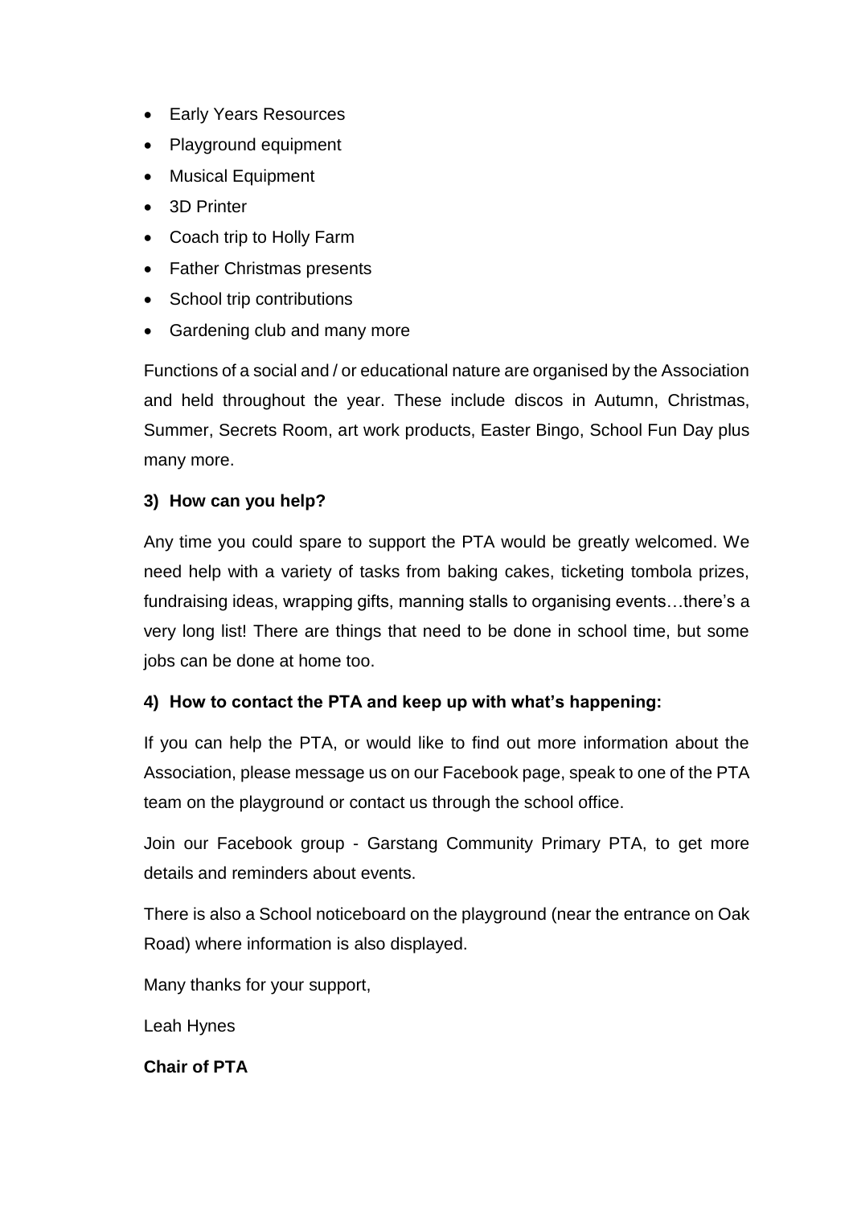- Early Years Resources
- Playground equipment
- Musical Equipment
- 3D Printer
- Coach trip to Holly Farm
- Father Christmas presents
- School trip contributions
- Gardening club and many more

Functions of a social and / or educational nature are organised by the Association and held throughout the year. These include discos in Autumn, Christmas, Summer, Secrets Room, art work products, Easter Bingo, School Fun Day plus many more.

**3) How can you help?**

Any time you could spare to support the PTA would be greatly welcomed. We need help with a variety of tasks from baking cakes, ticketing tombola prizes, fundraising ideas, wrapping gifts, manning stalls to organising events…there's a very long list! There are things that need to be done in school time, but some jobs can be done at home too.

**4) How to contact the PTA and keep up with what's happening:**

If you can help the PTA, or would like to find out more information about the Association, please message us on our Facebook page, speak to one of the PTA team on the playground or contact us through the school office.

Join our Facebook group - Garstang Community Primary PTA, to get more details and reminders about events.

There is also a School noticeboard on the playground (near the entrance on Oak Road) where information is also displayed.

Many thanks for your support,

Leah Hynes

**Chair of PTA**